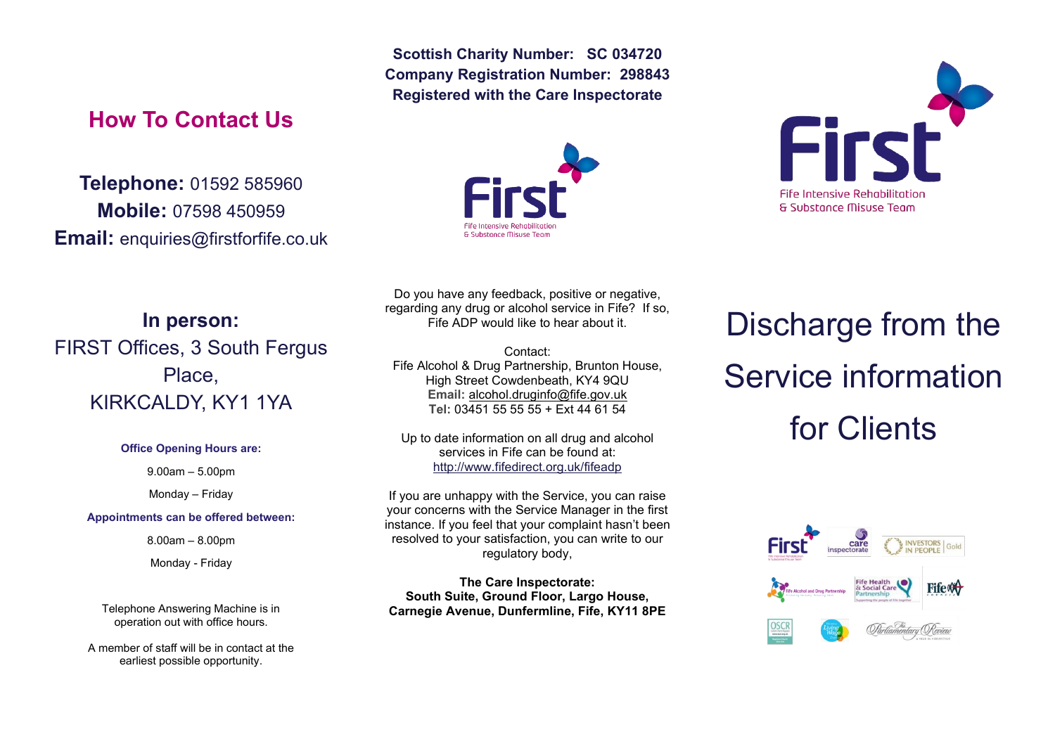## How To Contact Us

**Telephone:** 01592 585960
**Mobile:** 07598 450959
**Email:** enquiries@firstforfife.co.uk

**In person:**
FIRST Offices, 3 South Fergus Place,
KIRKCALDY, KY1 1YA

**Office Opening Hours are:**

9.00am – 5.00pm

Monday – Friday

**Appointments can be offered between:**

8.00am – 8.00pm

Monday - Friday

Telephone Answering Machine is in operation out with office hours.

A member of staff will be in contact at the earliest possible opportunity.

**Scottish Charity Number: SC 034720**
**Company Registration Number: 298843**
**Registered with the Care Inspectorate**

First
Fife Intensive Rehabilitation & Substance Misuse Team

Do you have any feedback, positive or negative, regarding any drug or alcohol service in Fife? If so, Fife ADP would like to hear about it.

Contact:
Fife Alcohol & Drug Partnership, Brunton House, High Street Cowdenbeath, KY4 9QU
**Email:** alcohol.druginfo@fife.gov.uk
**Tel:** 03451 55 55 55 + Ext 44 61 54

Up to date information on all drug and alcohol services in Fife can be found at:
http://www.fifedirect.org.uk/fifeadp

If you are unhappy with the Service, you can raise your concerns with the Service Manager in the first instance. If you feel that your complaint hasn't been resolved to your satisfaction, you can write to our regulatory body,

**The Care Inspectorate:**
**South Suite, Ground Floor, Largo House, Carnegie Avenue, Dunfermline, Fife, KY11 8PE**

First
Fife Intensive Rehabilitation & Substance Misuse Team

# Discharge from the Service information for Clients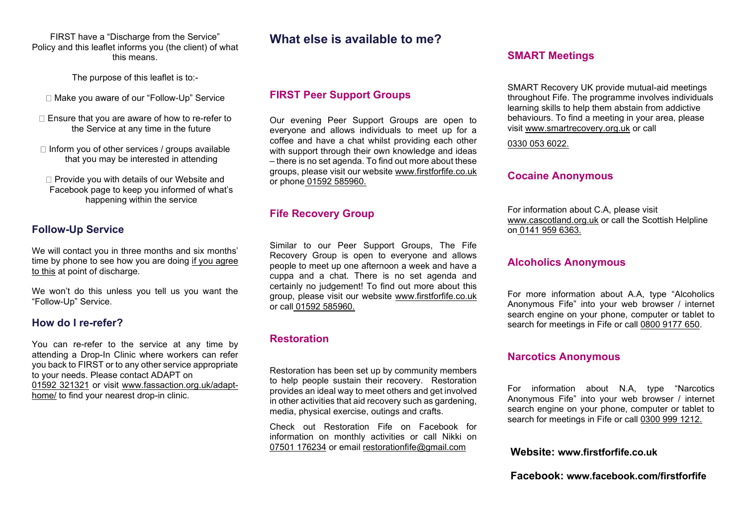FIRST have a "Discharge from the Service" Policy and this leaflet informs you (the client) of what this means.

The purpose of this leaflet is to:-

- Make you aware of our "Follow-Up" Service
- Ensure that you are aware of how to re-refer to the Service at any time in the future
- Inform you of other services / groups available that you may be interested in attending
- Provide you with details of our Website and Facebook page to keep you informed of what's happening within the service

## Follow-Up Service

We will contact you in three months and six months' time by phone to see how you are doing if you agree to this at point of discharge.

We won't do this unless you tell us you want the "Follow-Up" Service.

## How do I re-refer?

You can re-refer to the service at any time by attending a Drop-In Clinic where workers can refer you back to FIRST or to any other service appropriate to your needs. Please contact ADAPT on 01592 321321 or visit www.fassaction.org.uk/adapt-home/ to find your nearest drop-in clinic.

# What else is available to me?

## FIRST Peer Support Groups

Our evening Peer Support Groups are open to everyone and allows individuals to meet up for a coffee and have a chat whilst providing each other with support through their own knowledge and ideas – there is no set agenda. To find out more about these groups, please visit our website www.firstforfife.co.uk or phone 01592 585960.

## Fife Recovery Group

Similar to our Peer Support Groups, The Fife Recovery Group is open to everyone and allows people to meet up one afternoon a week and have a cuppa and a chat. There is no set agenda and certainly no judgement! To find out more about this group, please visit our website www.firstforfife.co.uk or call 01592 585960.

## Restoration

Restoration has been set up by community members to help people sustain their recovery. Restoration provides an ideal way to meet others and get involved in other activities that aid recovery such as gardening, media, physical exercise, outings and crafts.

Check out Restoration Fife on Facebook for information on monthly activities or call Nikki on 07501 176234 or email restorationfife@gmail.com

## SMART Meetings

SMART Recovery UK provide mutual-aid meetings throughout Fife. The programme involves individuals learning skills to help them abstain from addictive behaviours. To find a meeting in your area, please visit www.smartrecovery.org.uk or call

0330 053 6022.

## Cocaine Anonymous

For information about C.A, please visit www.cascotland.org.uk or call the Scottish Helpline on 0141 959 6363.

## Alcoholics Anonymous

For more information about A.A, type "Alcoholics Anonymous Fife" into your web browser / internet search engine on your phone, computer or tablet to search for meetings in Fife or call 0800 9177 650.

## Narcotics Anonymous

For information about N.A, type "Narcotics Anonymous Fife" into your web browser / internet search engine on your phone, computer or tablet to search for meetings in Fife or call 0300 999 1212.

**Website: www.firstforfife.co.uk**

**Facebook: www.facebook.com/firstforfife**